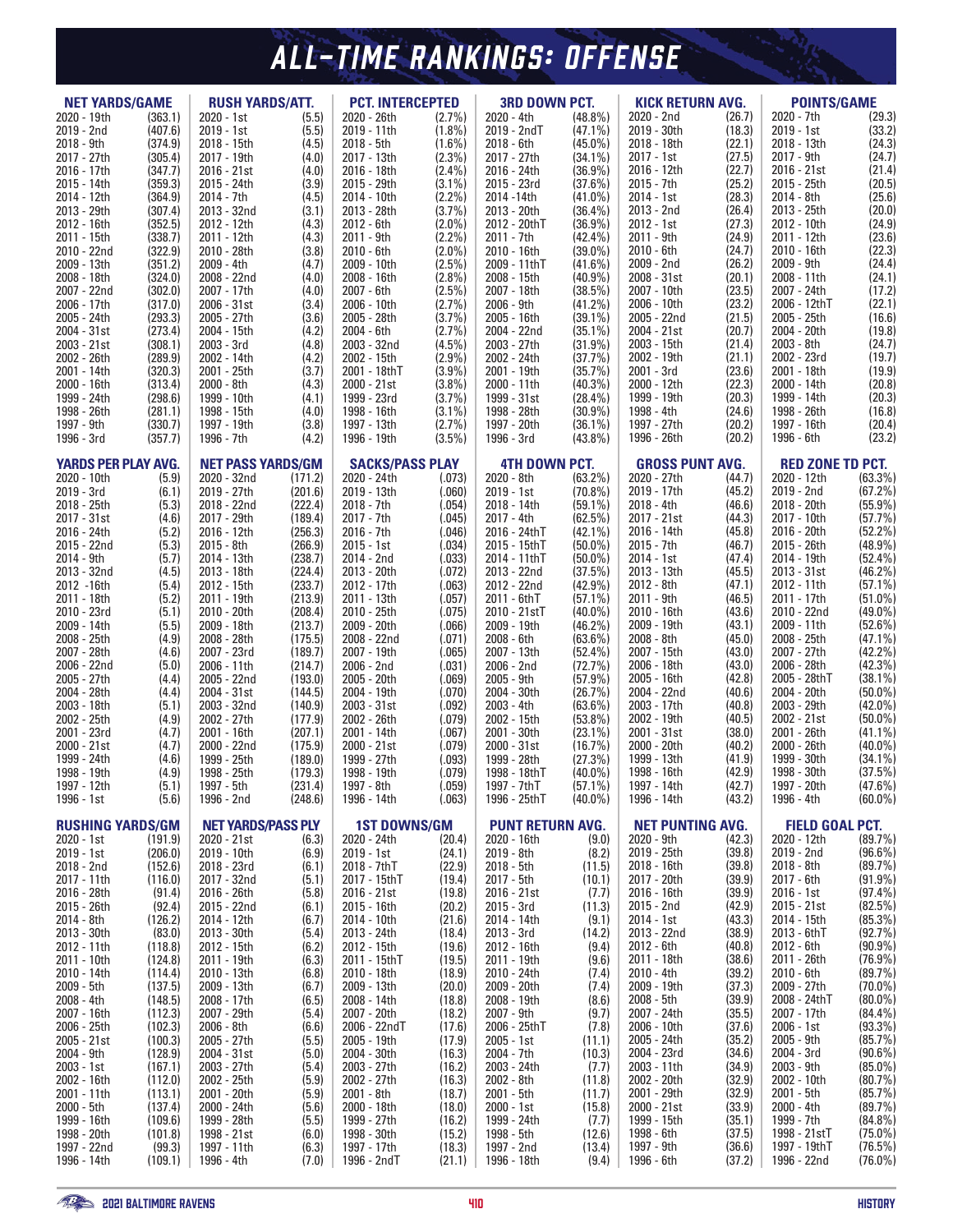# ALL-TIME RANKINGS: OFFENSE

| NET YARDS/GAME | | RUSH YARDS/ATT. | | PCT. INTERCEPTED | | 3RD DOWN PCT. | | KICK RETURN AVG. | | POINTS/GAME | |
|---|---|---|---|---|---|---|---|---|---|---|---|
| 2020 - 19th | (363.1) | 2020 - 1st | (5.5) | 2020 - 26th | (2.7%) | 2020 - 4th | (48.8%) | 2020 - 2nd | (26.7) | 2020 - 7th | (29.3) |
| 2019 - 2nd | (407.6) | 2019 - 1st | (5.5) | 2019 - 11th | (1.8%) | 2019 - 2ndT | (47.1%) | 2019 - 30th | (18.3) | 2019 - 1st | (33.2) |
| 2018 - 9th | (374.9) | 2018 - 15th | (4.5) | 2018 - 5th | (1.6%) | 2018 - 6th | (45.0%) | 2018 - 18th | (22.1) | 2018 - 13th | (24.3) |
| 2017 - 27th | (305.4) | 2017 - 19th | (4.0) | 2017 - 13th | (2.3%) | 2017 - 27th | (34.1%) | 2017 - 1st | (27.5) | 2017 - 9th | (24.7) |
| 2016 - 17th | (347.7) | 2016 - 21st | (4.0) | 2016 - 18th | (2.4%) | 2016 - 24th | (36.9%) | 2016 - 12th | (22.7) | 2016 - 21st | (21.4) |
| 2015 - 14th | (359.3) | 2015 - 24th | (3.9) | 2015 - 29th | (3.1%) | 2015 - 23rd | (37.6%) | 2015 - 7th | (25.2) | 2015 - 25th | (20.5) |
| 2014 - 12th | (364.9) | 2014 - 7th | (4.5) | 2014 - 10th | (2.2%) | 2014 -14th | (41.0%) | 2014 - 1st | (28.3) | 2014 - 8th | (25.6) |
| 2013 - 29th | (307.4) | 2013 - 32nd | (3.1) | 2013 - 28th | (3.7%) | 2013 - 20th | (36.4%) | 2013 - 2nd | (26.4) | 2013 - 25th | (20.0) |
| 2012 - 16th | (352.5) | 2012 - 12th | (4.3) | 2012 - 6th | (2.0%) | 2012 - 20thT | (36.9%) | 2012 - 1st | (27.3) | 2012 - 10th | (24.9) |
| 2011 - 15th | (338.7) | 2011 - 12th | (4.3) | 2011 - 9th | (2.2%) | 2011 - 7th | (42.4%) | 2011 - 9th | (24.9) | 2011 - 12th | (23.6) |
| 2010 - 22nd | (322.9) | 2010 - 28th | (3.8) | 2010 - 6th | (2.0%) | 2010 - 16th | (39.0%) | 2010 - 6th | (24.7) | 2010 - 16th | (22.3) |
| 2009 - 13th | (351.2) | 2009 - 4th | (4.7) | 2009 - 10th | (2.5%) | 2009 - 11thT | (41.6%) | 2009 - 2nd | (26.2) | 2009 - 9th | (24.4) |
| 2008 - 18th | (324.0) | 2008 - 22nd | (4.0) | 2008 - 16th | (2.8%) | 2008 - 15th | (40.9%) | 2008 - 31st | (20.1) | 2008 - 11th | (24.1) |
| 2007 - 22nd | (302.0) | 2007 - 17th | (4.0) | 2007 - 6th | (2.5%) | 2007 - 18th | (38.5%) | 2007 - 10th | (23.5) | 2007 - 24th | (17.2) |
| 2006 - 17th | (317.0) | 2006 - 31st | (3.4) | 2006 - 10th | (2.7%) | 2006 - 9th | (41.2%) | 2006 - 10th | (23.2) | 2006 - 12thT | (22.1) |
| 2005 - 24th | (293.3) | 2005 - 27th | (3.6) | 2005 - 28th | (3.7%) | 2005 - 16th | (39.1%) | 2005 - 22nd | (21.5) | 2005 - 25th | (16.6) |
| 2004 - 31st | (273.4) | 2004 - 15th | (4.2) | 2004 - 6th | (2.7%) | 2004 - 22nd | (35.1%) | 2004 - 21st | (20.7) | 2004 - 20th | (19.8) |
| 2003 - 21st | (308.1) | 2003 - 3rd | (4.8) | 2003 - 32nd | (4.5%) | 2003 - 27th | (31.9%) | 2003 - 15th | (21.4) | 2003 - 8th | (24.7) |
| 2002 - 26th | (289.9) | 2002 - 14th | (4.2) | 2002 - 15th | (2.9%) | 2002 - 24th | (37.7%) | 2002 - 19th | (21.1) | 2002 - 23rd | (19.7) |
| 2001 - 14th | (320.3) | 2001 - 25th | (3.7) | 2001 - 18thT | (3.9%) | 2001 - 19th | (35.7%) | 2001 - 3rd | (23.6) | 2001 - 18th | (19.9) |
| 2000 - 16th | (313.4) | 2000 - 8th | (4.3) | 2000 - 21st | (3.8%) | 2000 - 11th | (40.3%) | 2000 - 12th | (22.3) | 2000 - 14th | (20.8) |
| 1999 - 24th | (298.6) | 1999 - 10th | (4.1) | 1999 - 23rd | (3.7%) | 1999 - 31st | (28.4%) | 1999 - 19th | (20.3) | 1999 - 14th | (20.3) |
| 1998 - 26th | (281.1) | 1998 - 15th | (4.0) | 1998 - 16th | (3.1%) | 1998 - 28th | (30.9%) | 1998 - 4th | (24.6) | 1998 - 26th | (16.8) |
| 1997 - 9th | (330.7) | 1997 - 19th | (3.8) | 1997 - 13th | (2.7%) | 1997 - 20th | (36.1%) | 1997 - 27th | (20.2) | 1997 - 16th | (20.4) |
| 1996 - 3rd | (357.7) | 1996 - 7th | (4.2) | 1996 - 19th | (3.5%) | 1996 - 3rd | (43.8%) | 1996 - 26th | (20.2) | 1996 - 6th | (23.2) |

| YARDS PER PLAY AVG. | | NET PASS YARDS/GM | | SACKS/PASS PLAY | | 4TH DOWN PCT. | | GROSS PUNT AVG. | | RED ZONE TD PCT. | |
|---|---|---|---|---|---|---|---|---|---|---|---|
| 2020 - 10th | (5.9) | 2020 - 32nd | (171.2) | 2020 - 24th | (.073) | 2020 - 8th | (63.2%) | 2020 - 27th | (44.7) | 2020 - 12th | (63.3%) |
| 2019 - 3rd | (6.1) | 2019 - 27th | (201.6) | 2019 - 13th | (.060) | 2019 - 1st | (70.8%) | 2019 - 17th | (45.2) | 2019 - 2nd | (67.2%) |
| 2018 - 25th | (5.3) | 2018 - 22nd | (222.4) | 2018 - 7th | (.054) | 2018 - 14th | (59.1%) | 2018 - 4th | (46.6) | 2018 - 20th | (55.9%) |
| 2017 - 31st | (4.6) | 2017 - 29th | (189.4) | 2017 - 7th | (.045) | 2017 - 4th | (62.5%) | 2017 - 21st | (44.3) | 2017 - 10th | (57.7%) |
| 2016 - 24th | (5.2) | 2016 - 12th | (256.3) | 2016 - 7th | (.046) | 2016 - 24thT | (42.1%) | 2016 - 14th | (45.8) | 2016 - 20th | (52.2%) |
| 2015 - 22nd | (5.3) | 2015 - 8th | (266.9) | 2015 - 1st | (.034) | 2015 - 15thT | (50.0%) | 2015 - 7th | (46.7) | 2015 - 26th | (48.9%) |
| 2014 - 9th | (5.7) | 2014 - 13th | (238.7) | 2014 - 2nd | (.033) | 2014 - 11thT | (50.0%) | 2014 - 1st | (47.4) | 2014 - 19th | (52.4%) |
| 2013 - 32nd | (4.5) | 2013 - 18th | (224.4) | 2013 - 20th | (.072) | 2013 - 22nd | (37.5%) | 2013 - 13th | (45.5) | 2013 - 31st | (46.2%) |
| 2012 -16th | (5.4) | 2012 - 15th | (233.7) | 2012 - 17th | (.063) | 2012 - 22nd | (42.9%) | 2012 - 8th | (47.1) | 2012 - 11th | (57.1%) |
| 2011 - 18th | (5.2) | 2011 - 19th | (213.9) | 2011 - 13th | (.057) | 2011 - 6thT | (57.1%) | 2011 - 9th | (46.5) | 2011 - 17th | (51.0%) |
| 2010 - 23rd | (5.1) | 2010 - 20th | (208.4) | 2010 - 25th | (.075) | 2010 - 21stT | (40.0%) | 2010 - 16th | (43.6) | 2010 - 22nd | (49.0%) |
| 2009 - 14th | (5.5) | 2009 - 18th | (213.7) | 2009 - 20th | (.066) | 2009 - 19th | (46.2%) | 2009 - 19th | (43.1) | 2009 - 11th | (52.6%) |
| 2008 - 25th | (4.9) | 2008 - 28th | (175.5) | 2008 - 22nd | (.071) | 2008 - 6th | (63.6%) | 2008 - 8th | (45.0) | 2008 - 25th | (47.1%) |
| 2007 - 28th | (4.6) | 2007 - 23rd | (189.7) | 2007 - 19th | (.065) | 2007 - 13th | (52.4%) | 2007 - 15th | (43.0) | 2007 - 27th | (42.2%) |
| 2006 - 22nd | (5.0) | 2006 - 11th | (214.7) | 2006 - 2nd | (.031) | 2006 - 2nd | (72.7%) | 2006 - 18th | (43.0) | 2006 - 28th | (42.3%) |
| 2005 - 27th | (4.4) | 2005 - 22nd | (193.0) | 2005 - 20th | (.069) | 2005 - 9th | (57.9%) | 2005 - 16th | (42.8) | 2005 - 28thT | (38.1%) |
| 2004 - 28th | (4.4) | 2004 - 31st | (144.5) | 2004 - 19th | (.070) | 2004 - 30th | (26.7%) | 2004 - 22nd | (40.6) | 2004 - 20th | (50.0%) |
| 2003 - 18th | (5.1) | 2003 - 32nd | (140.9) | 2003 - 31st | (.092) | 2003 - 4th | (63.6%) | 2003 - 17th | (40.8) | 2003 - 29th | (42.0%) |
| 2002 - 25th | (4.9) | 2002 - 27th | (177.9) | 2002 - 26th | (.079) | 2002 - 15th | (53.8%) | 2002 - 19th | (40.5) | 2002 - 21st | (50.0%) |
| 2001 - 23rd | (4.7) | 2001 - 16th | (207.1) | 2001 - 14th | (.067) | 2001 - 30th | (23.1%) | 2001 - 31st | (38.0) | 2001 - 26th | (41.1%) |
| 2000 - 21st | (4.7) | 2000 - 22nd | (175.9) | 2000 - 21st | (.079) | 2000 - 31st | (16.7%) | 2000 - 20th | (40.2) | 2000 - 26th | (40.0%) |
| 1999 - 24th | (4.6) | 1999 - 25th | (189.0) | 1999 - 27th | (.093) | 1999 - 28th | (27.3%) | 1999 - 13th | (41.9) | 1999 - 30th | (34.1%) |
| 1998 - 19th | (4.9) | 1998 - 25th | (179.3) | 1998 - 19th | (.079) | 1998 - 18thT | (40.0%) | 1998 - 16th | (42.9) | 1998 - 30th | (37.5%) |
| 1997 - 12th | (5.1) | 1997 - 5th | (231.4) | 1997 - 8th | (.059) | 1997 - 7thT | (57.1%) | 1997 - 14th | (42.7) | 1997 - 20th | (47.6%) |
| 1996 - 1st | (5.6) | 1996 - 2nd | (248.6) | 1996 - 14th | (.063) | 1996 - 25thT | (40.0%) | 1996 - 14th | (43.2) | 1996 - 4th | (60.0%) |

| RUSHING YARDS/GM | | NET YARDS/PASS PLY | | 1ST DOWNS/GM | | PUNT RETURN AVG. | | NET PUNTING AVG. | | FIELD GOAL PCT. | |
|---|---|---|---|---|---|---|---|---|---|---|---|
| 2020 - 1st | (191.9) | 2020 - 21st | (6.3) | 2020 - 24th | (20.4) | 2020 - 16th | (9.0) | 2020 - 9th | (42.3) | 2020 - 12th | (89.7%) |
| 2019 - 1st | (206.0) | 2019 - 10th | (6.9) | 2019 - 1st | (24.1) | 2019 - 8th | (8.2) | 2019 - 25th | (39.8) | 2019 - 2nd | (96.6%) |
| 2018 - 2nd | (152.6) | 2018 - 23rd | (6.1) | 2018 - 7thT | (22.9) | 2018 - 5th | (11.5) | 2018 - 16th | (39.8) | 2018 - 8th | (89.7%) |
| 2017 - 11th | (116.0) | 2017 - 32nd | (5.1) | 2017 - 15thT | (19.4) | 2017 - 5th | (10.1) | 2017 - 20th | (39.9) | 2017 - 6th | (91.9%) |
| 2016 - 28th | (91.4) | 2016 - 26th | (5.8) | 2016 - 21st | (19.8) | 2016 - 21st | (7.7) | 2016 - 16th | (39.9) | 2016 - 1st | (97.4%) |
| 2015 - 26th | (92.4) | 2015 - 22nd | (6.1) | 2015 - 16th | (20.2) | 2015 - 3rd | (11.3) | 2015 - 2nd | (42.9) | 2015 - 21st | (82.5%) |
| 2014 - 8th | (126.2) | 2014 - 12th | (6.7) | 2014 - 10th | (21.6) | 2014 - 14th | (9.1) | 2014 - 1st | (43.3) | 2014 - 15th | (85.3%) |
| 2013 - 30th | (83.0) | 2013 - 30th | (5.4) | 2013 - 24th | (18.4) | 2013 - 3rd | (14.2) | 2013 - 22nd | (38.9) | 2013 - 6thT | (92.7%) |
| 2012 - 11th | (118.8) | 2012 - 15th | (6.2) | 2012 - 15th | (19.6) | 2012 - 16th | (9.4) | 2012 - 6th | (40.8) | 2012 - 6th | (90.9%) |
| 2011 - 10th | (124.8) | 2011 - 19th | (6.3) | 2011 - 15thT | (19.5) | 2011 - 19th | (9.6) | 2011 - 18th | (38.6) | 2011 - 26th | (76.9%) |
| 2010 - 14th | (114.4) | 2010 - 13th | (6.8) | 2010 - 18th | (18.9) | 2010 - 24th | (7.4) | 2010 - 4th | (39.2) | 2010 - 6th | (89.7%) |
| 2009 - 5th | (137.5) | 2009 - 13th | (6.7) | 2009 - 13th | (20.0) | 2009 - 20th | (7.4) | 2009 - 19th | (37.3) | 2009 - 27th | (70.0%) |
| 2008 - 4th | (148.5) | 2008 - 17th | (6.5) | 2008 - 14th | (18.8) | 2008 - 19th | (8.6) | 2008 - 5th | (39.9) | 2008 - 24thT | (80.0%) |
| 2007 - 16th | (112.3) | 2007 - 29th | (5.4) | 2007 - 20th | (18.2) | 2007 - 9th | (9.7) | 2007 - 24th | (35.5) | 2007 - 17th | (84.4%) |
| 2006 - 25th | (102.3) | 2006 - 8th | (6.6) | 2006 - 22ndT | (17.6) | 2006 - 25thT | (7.8) | 2006 - 10th | (37.6) | 2006 - 1st | (93.3%) |
| 2005 - 21st | (100.3) | 2005 - 27th | (5.5) | 2005 - 19th | (17.9) | 2005 - 1st | (11.1) | 2005 - 24th | (35.2) | 2005 - 9th | (85.7%) |
| 2004 - 9th | (128.9) | 2004 - 31st | (5.0) | 2004 - 30th | (16.3) | 2004 - 7th | (10.3) | 2004 - 23rd | (34.6) | 2004 - 3rd | (90.6%) |
| 2003 - 1st | (167.1) | 2003 - 27th | (5.4) | 2003 - 27th | (16.2) | 2003 - 24th | (7.7) | 2003 - 11th | (34.9) | 2003 - 9th | (85.0%) |
| 2002 - 16th | (112.0) | 2002 - 25th | (5.9) | 2002 - 27th | (16.3) | 2002 - 8th | (11.8) | 2002 - 20th | (32.9) | 2002 - 10th | (80.7%) |
| 2001 - 11th | (113.1) | 2001 - 20th | (5.9) | 2001 - 8th | (18.7) | 2001 - 5th | (11.7) | 2001 - 29th | (32.9) | 2001 - 5th | (85.7%) |
| 2000 - 5th | (137.4) | 2000 - 24th | (5.6) | 2000 - 18th | (18.0) | 2000 - 1st | (15.8) | 2000 - 21st | (33.9) | 2000 - 4th | (89.7%) |
| 1999 - 16th | (109.6) | 1999 - 28th | (5.5) | 1999 - 27th | (16.2) | 1999 - 24th | (7.7) | 1999 - 15th | (35.1) | 1999 - 7th | (84.8%) |
| 1998 - 20th | (101.8) | 1998 - 21st | (6.0) | 1998 - 30th | (15.2) | 1998 - 5th | (12.6) | 1998 - 6th | (37.5) | 1998 - 21stT | (75.0%) |
| 1997 - 22nd | (99.3) | 1997 - 11th | (6.3) | 1997 - 17th | (18.3) | 1997 - 2nd | (13.4) | 1997 - 9th | (36.6) | 1997 - 19thT | (76.5%) |
| 1996 - 14th | (109.1) | 1996 - 4th | (7.0) | 1996 - 2ndT | (21.1) | 1996 - 18th | (9.4) | 1996 - 6th | (37.2) | 1996 - 22nd | (76.0%) |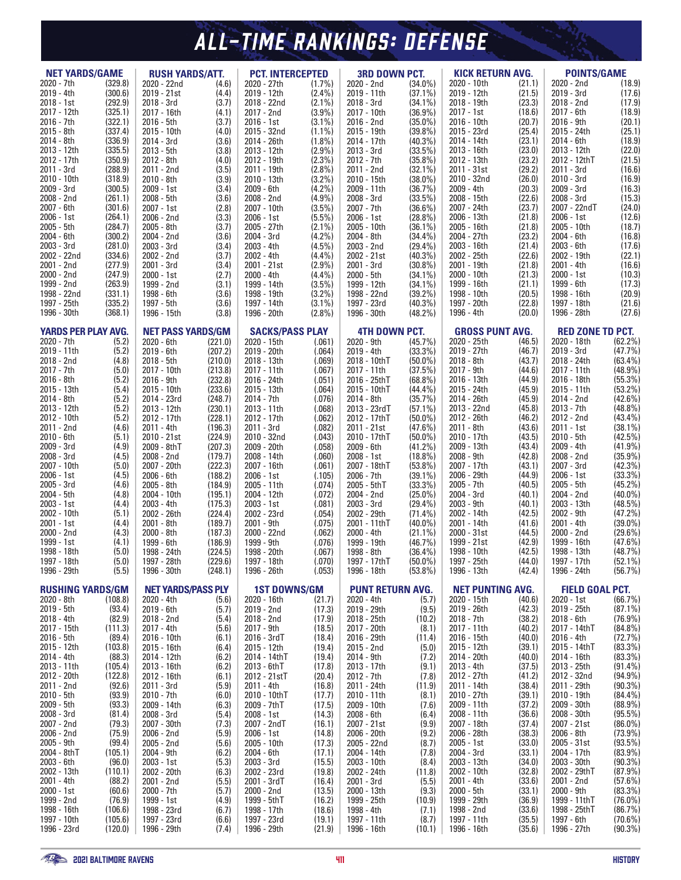# ALL-TIME RANKINGS: DEFENSE

### NET YARDS/GAME

| Year - Rank | Value |
|---|---|
| 2020 - 7th | (329.8) |
| 2019 - 4th | (300.6) |
| 2018 - 1st | (292.9) |
| 2017 - 12th | (325.1) |
| 2016 - 7th | (322.1) |
| 2015 - 8th | (337.4) |
| 2014 - 8th | (336.9) |
| 2013 - 12th | (335.5) |
| 2012 - 17th | (350.9) |
| 2011 - 3rd | (288.9) |
| 2010 - 10th | (318.9) |
| 2009 - 3rd | (300.5) |
| 2008 - 2nd | (261.1) |
| 2007 - 6th | (301.6) |
| 2006 - 1st | (264.1) |
| 2005 - 5th | (284.7) |
| 2004 - 6th | (300.2) |
| 2003 - 3rd | (281.0) |
| 2002 - 22nd | (334.6) |
| 2001 - 2nd | (277.9) |
| 2000 - 2nd | (247.9) |
| 1999 - 2nd | (263.9) |
| 1998 - 22nd | (331.1) |
| 1997 - 25th | (335.2) |
| 1996 - 30th | (368.1) |

### RUSH YARDS/ATT.

| Year - Rank | Value |
|---|---|
| 2020 - 22nd | (4.6) |
| 2019 - 21st | (4.4) |
| 2018 - 3rd | (3.7) |
| 2017 - 16th | (4.1) |
| 2016 - 5th | (3.7) |
| 2015 - 10th | (4.0) |
| 2014 - 3rd | (3.6) |
| 2013 - 5th | (3.8) |
| 2012 - 8th | (4.0) |
| 2011 - 2nd | (3.5) |
| 2010 - 8th | (3.9) |
| 2009 - 1st | (3.4) |
| 2008 - 5th | (3.6) |
| 2007 - 1st | (2.8) |
| 2006 - 2nd | (3.3) |
| 2005 - 8th | (3.7) |
| 2004 - 2nd | (3.6) |
| 2003 - 3rd | (3.4) |
| 2002 - 2nd | (3.7) |
| 2001 - 3rd | (3.4) |
| 2000 - 1st | (2.7) |
| 1999 - 2nd | (3.1) |
| 1998 - 6th | (3.6) |
| 1997 - 5th | (3.6) |
| 1996 - 15th | (3.8) |

### PCT. INTERCEPTED

| Year - Rank | Value |
|---|---|
| 2020 - 27th | (1.7%) |
| 2019 - 12th | (2.4%) |
| 2018 - 22nd | (2.1%) |
| 2017 - 2nd | (3.9%) |
| 2016 - 1st | (3.1%) |
| 2015 - 32nd | (1.1%) |
| 2014 - 26th | (1.8%) |
| 2013 - 12th | (2.9%) |
| 2012 - 19th | (2.3%) |
| 2011 - 19th | (2.8%) |
| 2010 - 13th | (3.2%) |
| 2009 - 6th | (4.2%) |
| 2008 - 2nd | (4.9%) |
| 2007 - 10th | (3.5%) |
| 2006 - 1st | (5.5%) |
| 2005 - 27th | (2.1%) |
| 2004 - 3rd | (4.2%) |
| 2003 - 4th | (4.5%) |
| 2002 - 4th | (4.4%) |
| 2001 - 21st | (2.9%) |
| 2000 - 4th | (4.4%) |
| 1999 - 14th | (3.5%) |
| 1998 - 19th | (3.2%) |
| 1997 - 14th | (3.1%) |
| 1996 - 20th | (2.8%) |

### 3RD DOWN PCT.

| Year - Rank | Value |
|---|---|
| 2020 - 2nd | (34.0%) |
| 2019 - 11th | (37.1%) |
| 2018 - 3rd | (34.1%) |
| 2017 - 10th | (36.9%) |
| 2016 - 2nd | (35.0%) |
| 2015 - 19th | (39.8%) |
| 2014 - 17th | (40.3%) |
| 2013 - 3rd | (33.5%) |
| 2012 - 7th | (35.8%) |
| 2011 - 2nd | (32.1%) |
| 2010 - 15th | (38.0%) |
| 2009 - 11th | (36.7%) |
| 2008 - 3rd | (33.5%) |
| 2007 - 7th | (36.6%) |
| 2006 - 1st | (28.8%) |
| 2005 - 10th | (36.1%) |
| 2004 - 8th | (34.4%) |
| 2003 - 2nd | (29.4%) |
| 2002 - 21st | (40.3%) |
| 2001 - 3rd | (30.8%) |
| 2000 - 5th | (34.1%) |
| 1999 - 12th | (34.1%) |
| 1998 - 22nd | (39.2%) |
| 1997 - 23rd | (40.3%) |
| 1996 - 30th | (48.2%) |

### KICK RETURN AVG.

| Year - Rank | Value |
|---|---|
| 2020 - 10th | (21.1) |
| 2019 - 12th | (21.5) |
| 2018 - 19th | (23.3) |
| 2017 - 1st | (18.6) |
| 2016 - 10th | (20.7) |
| 2015 - 23rd | (25.4) |
| 2014 - 14th | (23.1) |
| 2013 - 16th | (23.0) |
| 2012 - 13th | (23.2) |
| 2011 - 31st | (29.2) |
| 2010 - 32nd | (26.0) |
| 2009 - 4th | (20.3) |
| 2008 - 15th | (22.6) |
| 2007 - 24th | (23.7) |
| 2006 - 13th | (21.8) |
| 2005 - 16th | (21.8) |
| 2004 - 27th | (23.2) |
| 2003 - 16th | (21.4) |
| 2002 - 25th | (22.6) |
| 2001 - 19th | (21.8) |
| 2000 - 10th | (21.3) |
| 1999 - 16th | (21.1) |
| 1998 - 10th | (20.5) |
| 1997 - 20th | (22.8) |
| 1996 - 4th | (20.0) |

### POINTS/GAME

| Year - Rank | Value |
|---|---|
| 2020 - 2nd | (18.9) |
| 2019 - 3rd | (17.6) |
| 2018 - 2nd | (17.9) |
| 2017 - 6th | (18.9) |
| 2016 - 9th | (20.1) |
| 2015 - 24th | (25.1) |
| 2014 - 6th | (18.9) |
| 2013 - 12th | (22.0) |
| 2012 - 12thT | (21.5) |
| 2011 - 3rd | (16.6) |
| 2010 - 3rd | (16.9) |
| 2009 - 3rd | (16.3) |
| 2008 - 3rd | (15.3) |
| 2007 - 22ndT | (24.0) |
| 2006 - 1st | (12.6) |
| 2005 - 10th | (18.7) |
| 2004 - 6th | (16.8) |
| 2003 - 6th | (17.6) |
| 2002 - 19th | (22.1) |
| 2001 - 4th | (16.6) |
| 2000 - 1st | (10.3) |
| 1999 - 6th | (17.3) |
| 1998 - 16th | (20.9) |
| 1997 - 18th | (21.6) |
| 1996 - 28th | (27.6) |

### YARDS PER PLAY AVG.

| Year - Rank | Value |
|---|---|
| 2020 - 7th | (5.2) |
| 2019 - 11th | (5.2) |
| 2018 - 2nd | (4.8) |
| 2017 - 7th | (5.0) |
| 2016 - 8th | (5.2) |
| 2015 - 13th | (5.4) |
| 2014 - 8th | (5.2) |
| 2013 - 12th | (5.2) |
| 2012 - 10th | (5.2) |
| 2011 - 2nd | (4.6) |
| 2010 - 6th | (5.1) |
| 2009 - 3rd | (4.9) |
| 2008 - 3rd | (4.5) |
| 2007 - 10th | (5.0) |
| 2006 - 1st | (4.5) |
| 2005 - 3rd | (4.6) |
| 2004 - 5th | (4.8) |
| 2003 - 1st | (4.4) |
| 2002 - 10th | (5.1) |
| 2001 - 1st | (4.4) |
| 2000 - 2nd | (4.3) |
| 1999 - 1st | (4.1) |
| 1998 - 18th | (5.0) |
| 1997 - 18th | (5.0) |
| 1996 - 29th | (5.5) |

### NET PASS YARDS/GM

| Year - Rank | Value |
|---|---|
| 2020 - 6th | (221.0) |
| 2019 - 6th | (207.2) |
| 2018 - 5th | (210.0) |
| 2017 - 10th | (213.8) |
| 2016 - 9th | (232.8) |
| 2015 - 10th | (233.6) |
| 2014 - 23rd | (248.7) |
| 2013 - 12th | (230.1) |
| 2012 - 17th | (228.1) |
| 2011 - 4th | (196.3) |
| 2010 - 21st | (224.9) |
| 2009 - 8thT | (207.3) |
| 2008 - 2nd | (179.7) |
| 2007 - 20th | (222.3) |
| 2006 - 6th | (188.2) |
| 2005 - 8th | (184.9) |
| 2004 - 10th | (195.1) |
| 2003 - 4th | (175.3) |
| 2002 - 26th | (224.4) |
| 2001 - 8th | (189.7) |
| 2000 - 8th | (187.3) |
| 1999 - 6th | (186.9) |
| 1998 - 24th | (224.5) |
| 1997 - 28th | (229.6) |
| 1996 - 30th | (248.1) |

### SACKS/PASS PLAY

| Year - Rank | Value |
|---|---|
| 2020 - 15th | (.061) |
| 2019 - 20th | (.064) |
| 2018 - 13th | (.069) |
| 2017 - 11th | (.067) |
| 2016 - 24th | (.051) |
| 2015 - 13th | (.064) |
| 2014 - 7th | (.076) |
| 2013 - 11th | (.068) |
| 2012 - 17th | (.062) |
| 2011 - 3rd | (.082) |
| 2010 - 32nd | (.043) |
| 2009 - 20th | (.058) |
| 2008 - 14th | (.060) |
| 2007 - 16th | (.061) |
| 2006 - 1st | (.105) |
| 2005 - 11th | (.074) |
| 2004 - 12th | (.072) |
| 2003 - 1st | (.081) |
| 2002 - 23rd | (.054) |
| 2001 - 9th | (.075) |
| 2000 - 22nd | (.062) |
| 1999 - 9th | (.076) |
| 1998 - 20th | (.067) |
| 1997 - 18th | (.070) |
| 1996 - 26th | (.053) |

### 4TH DOWN PCT.

| Year - Rank | Value |
|---|---|
| 2020 - 9th | (45.7%) |
| 2019 - 4th | (33.3%) |
| 2018 - 10thT | (50.0%) |
| 2017 - 11th | (37.5%) |
| 2016 - 25thT | (68.8%) |
| 2015 - 10thT | (44.4%) |
| 2014 - 8th | (35.7%) |
| 2013 - 23rdT | (57.1%) |
| 2012 - 17thT | (50.0%) |
| 2011 - 21st | (47.6%) |
| 2010 - 17thT | (50.0%) |
| 2009 - 6th | (41.2%) |
| 2008 - 1st | (18.8%) |
| 2007 - 18thT | (53.8%) |
| 2006 - 7th | (39.1%) |
| 2005 - 5thT | (33.3%) |
| 2004 - 2nd | (25.0%) |
| 2003 - 3rd | (29.4%) |
| 2002 - 29th | (71.4%) |
| 2001 - 11thT | (40.0%) |
| 2000 - 4th | (21.1%) |
| 1999 - 19th | (46.7%) |
| 1998 - 8th | (36.4%) |
| 1997 - 17thT | (50.0%) |
| 1996 - 18th | (53.8%) |

### GROSS PUNT AVG.

| Year - Rank | Value |
|---|---|
| 2020 - 25th | (46.5) |
| 2019 - 27th | (46.7) |
| 2018 - 8th | (43.7) |
| 2017 - 9th | (44.6) |
| 2016 - 13th | (44.9) |
| 2015 - 24th | (45.9) |
| 2014 - 26th | (45.9) |
| 2013 - 22nd | (45.8) |
| 2012 - 26th | (46.2) |
| 2011 - 8th | (43.6) |
| 2010 - 17th | (43.5) |
| 2009 - 13th | (43.4) |
| 2008 - 9th | (42.8) |
| 2007 - 17th | (43.1) |
| 2006 - 29th | (44.9) |
| 2005 - 7th | (40.5) |
| 2004 - 3rd | (40.1) |
| 2003 - 9th | (40.1) |
| 2002 - 14th | (42.5) |
| 2001 - 14th | (41.6) |
| 2000 - 31st | (44.5) |
| 1999 - 21st | (42.9) |
| 1998 - 10th | (42.5) |
| 1997 - 25th | (44.0) |
| 1996 - 13th | (42.4) |

### RED ZONE TD PCT.

| Year - Rank | Value |
|---|---|
| 2020 - 18th | (62.2%) |
| 2019 - 3rd | (47.7%) |
| 2018 - 24th | (63.4%) |
| 2017 - 11th | (48.9%) |
| 2016 - 18th | (55.3%) |
| 2015 - 11th | (53.2%) |
| 2014 - 2nd | (42.6%) |
| 2013 - 7th | (48.8%) |
| 2012 - 2nd | (43.4%) |
| 2011 - 1st | (38.1%) |
| 2010 - 5th | (42.5%) |
| 2009 - 4th | (41.9%) |
| 2008 - 2nd | (35.9%) |
| 2007 - 3rd | (42.3%) |
| 2006 - 1st | (33.3%) |
| 2005 - 5th | (45.2%) |
| 2004 - 2nd | (40.0%) |
| 2003 - 13th | (48.5%) |
| 2002 - 9th | (47.2%) |
| 2001 - 4th | (39.0%) |
| 2000 - 2nd | (29.6%) |
| 1999 - 16th | (47.6%) |
| 1998 - 13th | (48.7%) |
| 1997 - 17th | (52.1%) |
| 1996 - 24th | (56.7%) |

### RUSHING YARDS/GM

| Year - Rank | Value |
|---|---|
| 2020 - 8th | (108.8) |
| 2019 - 5th | (93.4) |
| 2018 - 4th | (82.9) |
| 2017 - 15th | (111.3) |
| 2016 - 5th | (89.4) |
| 2015 - 12th | (103.8) |
| 2014 - 4th | (88.3) |
| 2013 - 11th | (105.4) |
| 2012 - 20th | (122.8) |
| 2011 - 2nd | (92.6) |
| 2010 - 5th | (93.9) |
| 2009 - 5th | (93.3) |
| 2008 - 3rd | (81.4) |
| 2007 - 2nd | (79.3) |
| 2006 - 2nd | (75.9) |
| 2005 - 9th | (99.4) |
| 2004 - 8thT | (105.1) |
| 2003 - 6th | (96.0) |
| 2002 - 13th | (110.1) |
| 2001 - 4th | (88.2) |
| 2000 - 1st | (60.6) |
| 1999 - 2nd | (76.9) |
| 1998 - 16th | (106.6) |
| 1997 - 10th | (105.6) |
| 1996 - 23rd | (120.0) |

### NET YARDS/PASS PLY

| Year - Rank | Value |
|---|---|
| 2020 - 4th | (5.6) |
| 2019 - 6th | (5.7) |
| 2018 - 2nd | (5.4) |
| 2017 - 4th | (5.6) |
| 2016 - 10th | (6.1) |
| 2015 - 16th | (6.4) |
| 2014 - 12th | (6.2) |
| 2013 - 16th | (6.2) |
| 2012 - 16th | (6.1) |
| 2011 - 3rd | (5.9) |
| 2010 - 7th | (6.0) |
| 2009 - 14th | (6.3) |
| 2008 - 3rd | (5.4) |
| 2007 - 30th | (7.3) |
| 2006 - 2nd | (5.9) |
| 2005 - 2nd | (5.6) |
| 2004 - 9th | (6.2) |
| 2003 - 1st | (5.3) |
| 2002 - 20th | (6.3) |
| 2001 - 2nd | (5.5) |
| 2000 - 7th | (5.7) |
| 1999 - 1st | (4.9) |
| 1998 - 23rd | (6.7) |
| 1997 - 23rd | (6.6) |
| 1996 - 29th | (7.4) |

### 1ST DOWNS/GM

| Year - Rank | Value |
|---|---|
| 2020 - 16th | (21.7) |
| 2019 - 2nd | (17.3) |
| 2018 - 2nd | (17.9) |
| 2017 - 9th | (18.5) |
| 2016 - 3rdT | (18.4) |
| 2015 - 12th | (19.4) |
| 2014 - 14thT | (19.4) |
| 2013 - 6thT | (17.8) |
| 2012 - 21stT | (20.4) |
| 2011 - 4th | (16.8) |
| 2010 - 10thT | (17.7) |
| 2009 - 7thT | (17.5) |
| 2008 - 1st | (14.3) |
| 2007 - 2ndT | (16.1) |
| 2006 - 1st | (14.8) |
| 2005 - 10th | (17.3) |
| 2004 - 6th | (17.1) |
| 2003 - 3rd | (15.5) |
| 2002 - 23rd | (19.8) |
| 2001 - 3rdT | (16.4) |
| 2000 - 2nd | (13.5) |
| 1999 - 5thT | (16.2) |
| 1998 - 17th | (18.6) |
| 1997 - 23rd | (19.1) |
| 1996 - 29th | (21.9) |

### PUNT RETURN AVG.

| Year - Rank | Value |
|---|---|
| 2020 - 4th | (5.7) |
| 2019 - 29th | (9.5) |
| 2018 - 25th | (10.2) |
| 2017 - 20th | (8.1) |
| 2016 - 29th | (11.4) |
| 2015 - 2nd | (5.0) |
| 2014 - 9th | (7.2) |
| 2013 - 17th | (9.1) |
| 2012 - 7th | (7.8) |
| 2011 - 24th | (11.9) |
| 2010 - 11th | (8.1) |
| 2009 - 10th | (7.6) |
| 2008 - 6th | (6.4) |
| 2007 - 21st | (9.9) |
| 2006 - 20th | (9.2) |
| 2005 - 22nd | (8.7) |
| 2004 - 14th | (7.8) |
| 2003 - 10th | (8.4) |
| 2002 - 24th | (11.8) |
| 2001 - 3rd | (5.5) |
| 2000 - 13th | (9.3) |
| 1999 - 25th | (10.9) |
| 1998 - 4th | (7.1) |
| 1997 - 11th | (8.7) |
| 1996 - 16th | (10.1) |

### NET PUNTING AVG.

| Year - Rank | Value |
|---|---|
| 2020 - 15th | (40.6) |
| 2019 - 26th | (42.3) |
| 2018 - 7th | (38.2) |
| 2017 - 11th | (40.2) |
| 2016 - 15th | (40.0) |
| 2015 - 12th | (39.1) |
| 2014 - 20th | (40.0) |
| 2013 - 4th | (37.5) |
| 2012 - 27th | (41.2) |
| 2011 - 14th | (38.4) |
| 2010 - 27th | (39.1) |
| 2009 - 11th | (37.2) |
| 2008 - 11th | (36.6) |
| 2007 - 18th | (37.4) |
| 2006 - 28th | (38.3) |
| 2005 - 1st | (33.0) |
| 2004 - 3rd | (33.1) |
| 2003 - 13th | (34.0) |
| 2002 - 10th | (32.8) |
| 2001 - 4th | (33.6) |
| 2000 - 5th | (33.1) |
| 1999 - 29th | (36.9) |
| 1998 - 2nd | (33.6) |
| 1997 - 11th | (35.5) |
| 1996 - 16th | (35.6) |

### FIELD GOAL PCT.

| Year - Rank | Value |
|---|---|
| 2020 - 1st | (66.7%) |
| 2019 - 25th | (87.1%) |
| 2018 - 6th | (76.9%) |
| 2017 - 14thT | (84.8%) |
| 2016 - 4th | (72.7%) |
| 2015 - 14thT | (83.3%) |
| 2014 - 16th | (83.3%) |
| 2013 - 25th | (91.4%) |
| 2012 - 32nd | (94.9%) |
| 2011 - 29th | (90.3%) |
| 2010 - 19th | (84.4%) |
| 2009 - 30th | (88.9%) |
| 2008 - 30th | (95.5%) |
| 2007 - 21st | (86.0%) |
| 2006 - 8th | (73.9%) |
| 2005 - 31st | (93.5%) |
| 2004 - 17th | (83.9%) |
| 2003 - 30th | (90.3%) |
| 2002 - 29thT | (87.9%) |
| 2001 - 2nd | (57.6%) |
| 2000 - 9th | (83.3%) |
| 1999 - 11thT | (76.0%) |
| 1998 - 25thT | (86.7%) |
| 1997 - 6th | (70.6%) |
| 1996 - 27th | (90.3%) |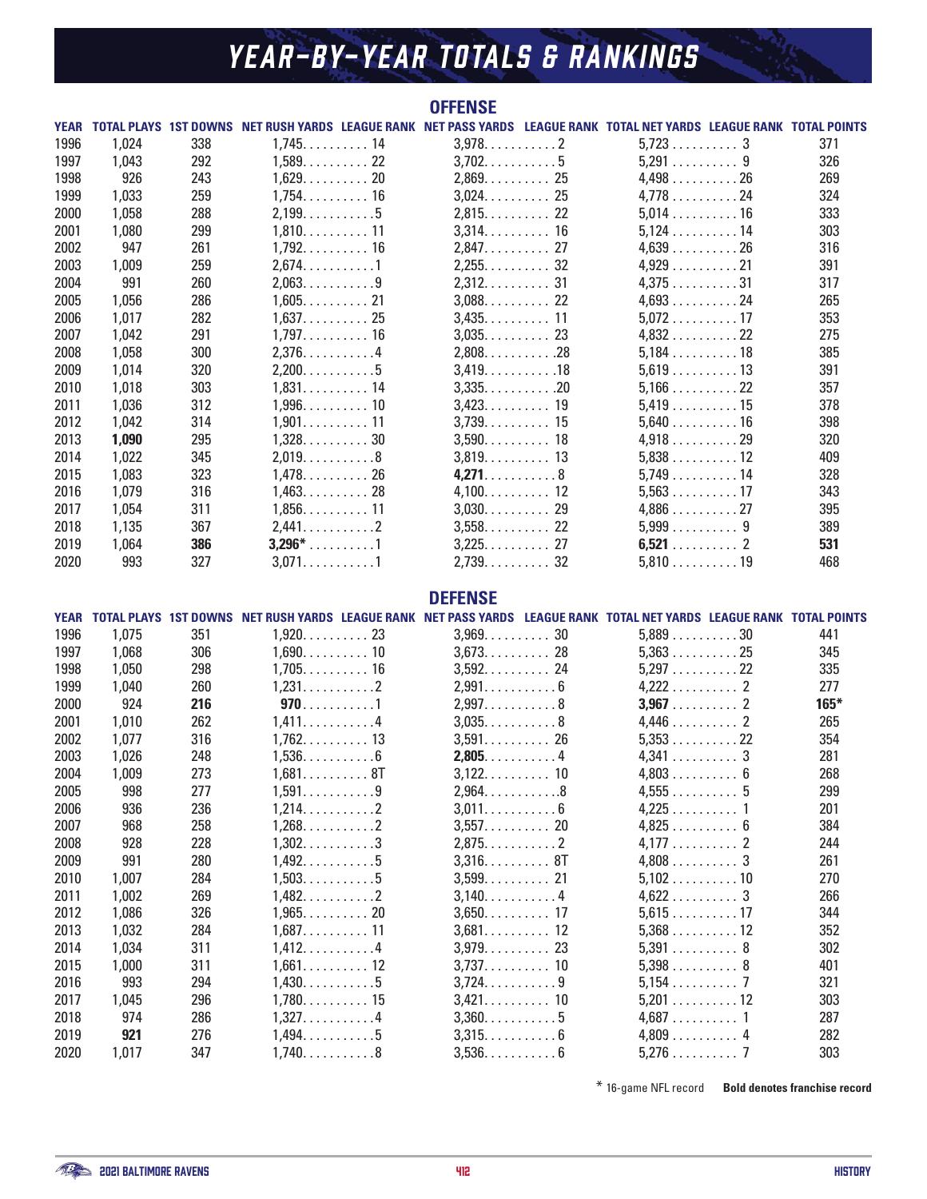# YEAR-BY-YEAR TOTALS & RANKINGS

## OFFENSE

| YEAR | TOTAL PLAYS | 1ST DOWNS | NET RUSH YARDS | LEAGUE RANK | NET PASS YARDS | LEAGUE RANK | TOTAL NET YARDS | LEAGUE RANK | TOTAL POINTS |
|---|---|---|---|---|---|---|---|---|---|
| 1996 | 1,024 | 338 | 1,745 | 14 | 3,978 | 2 | 5,723 | 3 | 371 |
| 1997 | 1,043 | 292 | 1,589 | 22 | 3,702 | 5 | 5,291 | 9 | 326 |
| 1998 | 926 | 243 | 1,629 | 20 | 2,869 | 25 | 4,498 | 26 | 269 |
| 1999 | 1,033 | 259 | 1,754 | 16 | 3,024 | 25 | 4,778 | 24 | 324 |
| 2000 | 1,058 | 288 | 2,199 | 5 | 2,815 | 22 | 5,014 | 16 | 333 |
| 2001 | 1,080 | 299 | 1,810 | 11 | 3,314 | 16 | 5,124 | 14 | 303 |
| 2002 | 947 | 261 | 1,792 | 16 | 2,847 | 27 | 4,639 | 26 | 316 |
| 2003 | 1,009 | 259 | 2,674 | 1 | 2,255 | 32 | 4,929 | 21 | 391 |
| 2004 | 991 | 260 | 2,063 | 9 | 2,312 | 31 | 4,375 | 31 | 317 |
| 2005 | 1,056 | 286 | 1,605 | 21 | 3,088 | 22 | 4,693 | 24 | 265 |
| 2006 | 1,017 | 282 | 1,637 | 25 | 3,435 | 11 | 5,072 | 17 | 353 |
| 2007 | 1,042 | 291 | 1,797 | 16 | 3,035 | 23 | 4,832 | 22 | 275 |
| 2008 | 1,058 | 300 | 2,376 | 4 | 2,808 | 28 | 5,184 | 18 | 385 |
| 2009 | 1,014 | 320 | 2,200 | 5 | 3,419 | 18 | 5,619 | 13 | 391 |
| 2010 | 1,018 | 303 | 1,831 | 14 | 3,335 | 20 | 5,166 | 22 | 357 |
| 2011 | 1,036 | 312 | 1,996 | 10 | 3,423 | 19 | 5,419 | 15 | 378 |
| 2012 | 1,042 | 314 | 1,901 | 11 | 3,739 | 15 | 5,640 | 16 | 398 |
| 2013 | **1,090** | 295 | 1,328 | 30 | 3,590 | 18 | 4,918 | 29 | 320 |
| 2014 | 1,022 | 345 | 2,019 | 8 | 3,819 | 13 | 5,838 | 12 | 409 |
| 2015 | 1,083 | 323 | 1,478 | 26 | **4,271** | 8 | 5,749 | 14 | 328 |
| 2016 | 1,079 | 316 | 1,463 | 28 | 4,100 | 12 | 5,563 | 17 | 343 |
| 2017 | 1,054 | 311 | 1,856 | 11 | 3,030 | 29 | 4,886 | 27 | 395 |
| 2018 | 1,135 | 367 | 2,441 | 2 | 3,558 | 22 | 5,999 | 9 | 389 |
| 2019 | 1,064 | **386** | **3,296*** | 1 | 3,225 | 27 | **6,521** | 2 | **531** |
| 2020 | 993 | 327 | 3,071 | 1 | 2,739 | 32 | 5,810 | 19 | 468 |

## DEFENSE

| YEAR | TOTAL PLAYS | 1ST DOWNS | NET RUSH YARDS | LEAGUE RANK | NET PASS YARDS | LEAGUE RANK | TOTAL NET YARDS | LEAGUE RANK | TOTAL POINTS |
|---|---|---|---|---|---|---|---|---|---|
| 1996 | 1,075 | 351 | 1,920 | 23 | 3,969 | 30 | 5,889 | 30 | 441 |
| 1997 | 1,068 | 306 | 1,690 | 10 | 3,673 | 28 | 5,363 | 25 | 345 |
| 1998 | 1,050 | 298 | 1,705 | 16 | 3,592 | 24 | 5,297 | 22 | 335 |
| 1999 | 1,040 | 260 | 1,231 | 2 | 2,991 | 6 | 4,222 | 2 | 277 |
| 2000 | 924 | **216** | **970** | 1 | 2,997 | 8 | **3,967** | 2 | **165*** |
| 2001 | 1,010 | 262 | 1,411 | 4 | 3,035 | 8 | 4,446 | 2 | 265 |
| 2002 | 1,077 | 316 | 1,762 | 13 | 3,591 | 26 | 5,353 | 22 | 354 |
| 2003 | 1,026 | 248 | 1,536 | 6 | **2,805** | 4 | 4,341 | 3 | 281 |
| 2004 | 1,009 | 273 | 1,681 | 8T | 3,122 | 10 | 4,803 | 6 | 268 |
| 2005 | 998 | 277 | 1,591 | 9 | 2,964 | 8 | 4,555 | 5 | 299 |
| 2006 | 936 | 236 | 1,214 | 2 | 3,011 | 6 | 4,225 | 1 | 201 |
| 2007 | 968 | 258 | 1,268 | 2 | 3,557 | 20 | 4,825 | 6 | 384 |
| 2008 | 928 | 228 | 1,302 | 3 | 2,875 | 2 | 4,177 | 2 | 244 |
| 2009 | 991 | 280 | 1,492 | 5 | 3,316 | 8T | 4,808 | 3 | 261 |
| 2010 | 1,007 | 284 | 1,503 | 5 | 3,599 | 21 | 5,102 | 10 | 270 |
| 2011 | 1,002 | 269 | 1,482 | 2 | 3,140 | 4 | 4,622 | 3 | 266 |
| 2012 | 1,086 | 326 | 1,965 | 20 | 3,650 | 17 | 5,615 | 17 | 344 |
| 2013 | 1,032 | 284 | 1,687 | 11 | 3,681 | 12 | 5,368 | 12 | 352 |
| 2014 | 1,034 | 311 | 1,412 | 4 | 3,979 | 23 | 5,391 | 8 | 302 |
| 2015 | 1,000 | 311 | 1,661 | 12 | 3,737 | 10 | 5,398 | 8 | 401 |
| 2016 | 993 | 294 | 1,430 | 5 | 3,724 | 9 | 5,154 | 7 | 321 |
| 2017 | 1,045 | 296 | 1,780 | 15 | 3,421 | 10 | 5,201 | 12 | 303 |
| 2018 | 974 | 286 | 1,327 | 4 | 3,360 | 5 | 4,687 | 1 | 287 |
| 2019 | **921** | 276 | 1,494 | 5 | 3,315 | 6 | 4,809 | 4 | 282 |
| 2020 | 1,017 | 347 | 1,740 | 8 | 3,536 | 6 | 5,276 | 7 | 303 |

\* 16-game NFL record    **Bold denotes franchise record**